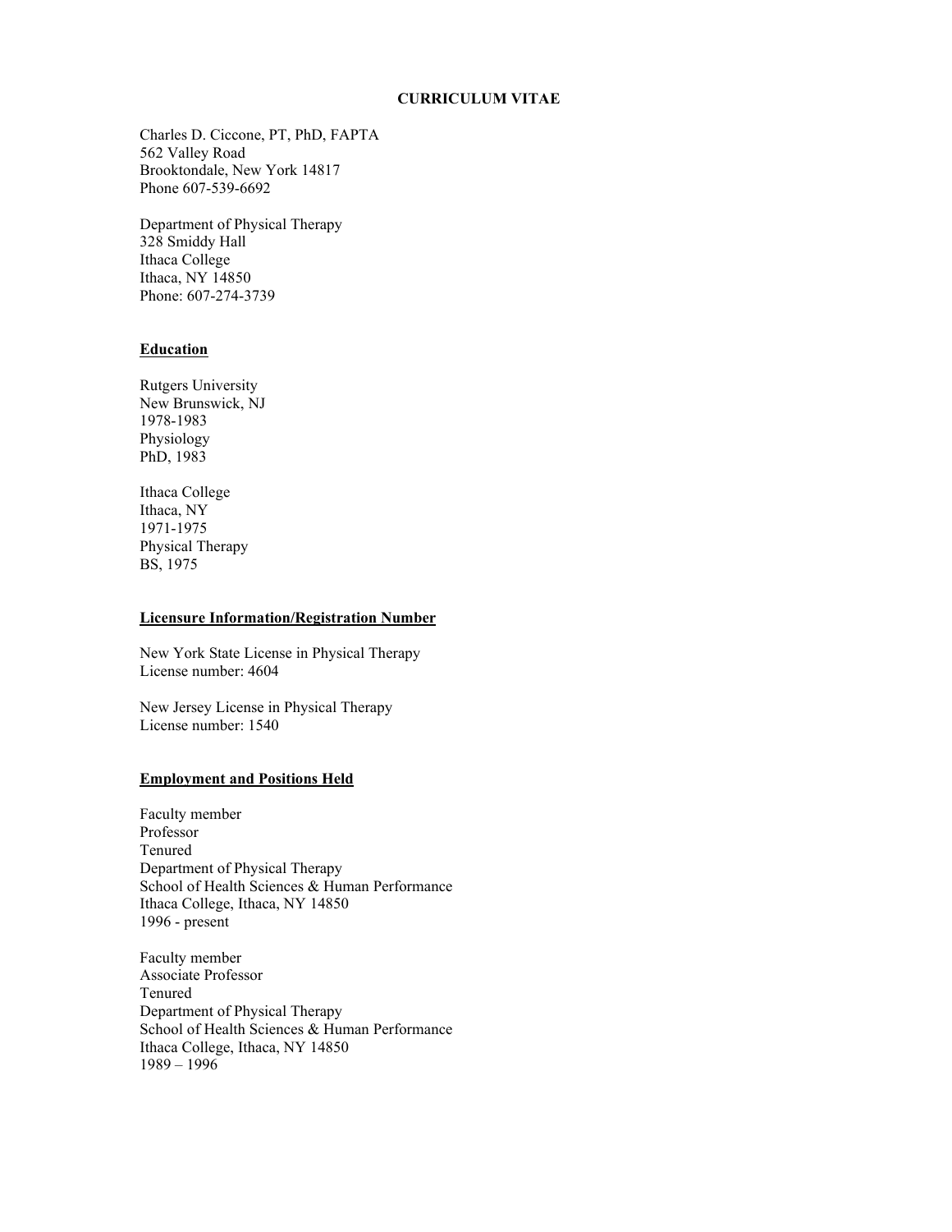# CURRICULUM VITAE

Charles D. Ciccone, PT, PhD, FAPTA
562 Valley Road
Brooktondale, New York 14817
Phone 607-539-6692

Department of Physical Therapy
328 Smiddy Hall
Ithaca College
Ithaca, NY 14850
Phone: 607-274-3739

## Education

Rutgers University
New Brunswick, NJ
1978-1983
Physiology
PhD, 1983

Ithaca College
Ithaca, NY
1971-1975
Physical Therapy
BS, 1975

## Licensure Information/Registration Number

New York State License in Physical Therapy
License number: 4604

New Jersey License in Physical Therapy
License number: 1540

## Employment and Positions Held

Faculty member
Professor
Tenured
Department of Physical Therapy
School of Health Sciences & Human Performance
Ithaca College, Ithaca, NY 14850
1996 - present

Faculty member
Associate Professor
Tenured
Department of Physical Therapy
School of Health Sciences & Human Performance
Ithaca College, Ithaca, NY 14850
1989 – 1996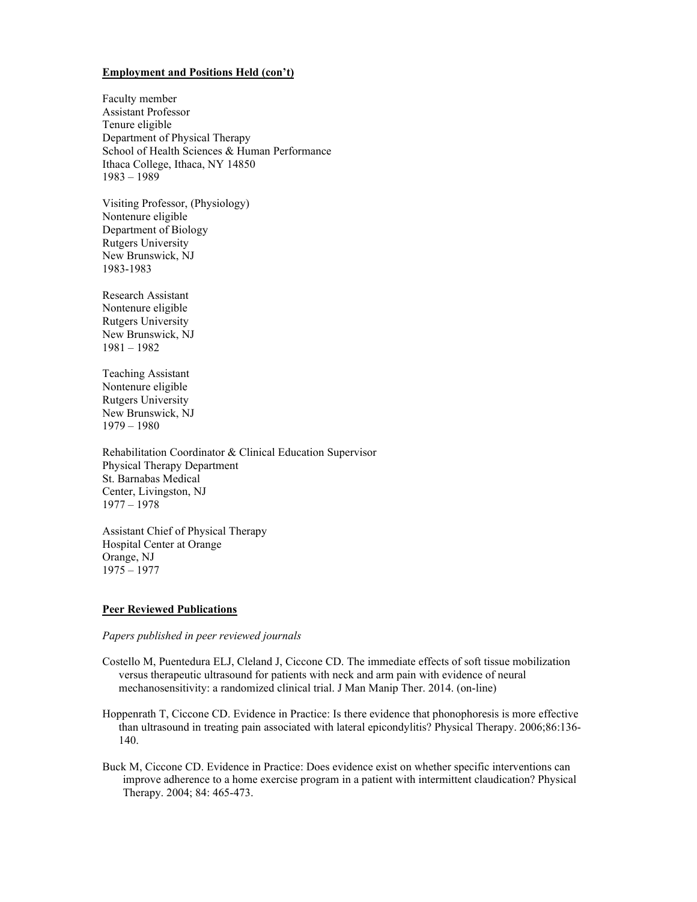**Employment and Positions Held (con't)**

Faculty member
Assistant Professor
Tenure eligible
Department of Physical Therapy
School of Health Sciences & Human Performance
Ithaca College, Ithaca, NY 14850
1983 – 1989

Visiting Professor, (Physiology)
Nontenure eligible
Department of Biology
Rutgers University
New Brunswick, NJ
1983-1983

Research Assistant
Nontenure eligible
Rutgers University
New Brunswick, NJ
1981 – 1982

Teaching Assistant
Nontenure eligible
Rutgers University
New Brunswick, NJ
1979 – 1980

Rehabilitation Coordinator & Clinical Education Supervisor
Physical Therapy Department
St. Barnabas Medical
Center, Livingston, NJ
1977 – 1978

Assistant Chief of Physical Therapy
Hospital Center at Orange
Orange, NJ
1975 – 1977

**Peer Reviewed Publications**

*Papers published in peer reviewed journals*

Costello M, Puentedura ELJ, Cleland J, Ciccone CD. The immediate effects of soft tissue mobilization versus therapeutic ultrasound for patients with neck and arm pain with evidence of neural mechanosensitivity: a randomized clinical trial. J Man Manip Ther. 2014. (on-line)

Hoppenrath T, Ciccone CD. Evidence in Practice: Is there evidence that phonophoresis is more effective than ultrasound in treating pain associated with lateral epicondylitis? Physical Therapy. 2006;86:136-140.

Buck M, Ciccone CD. Evidence in Practice: Does evidence exist on whether specific interventions can improve adherence to a home exercise program in a patient with intermittent claudication? Physical Therapy. 2004; 84: 465-473.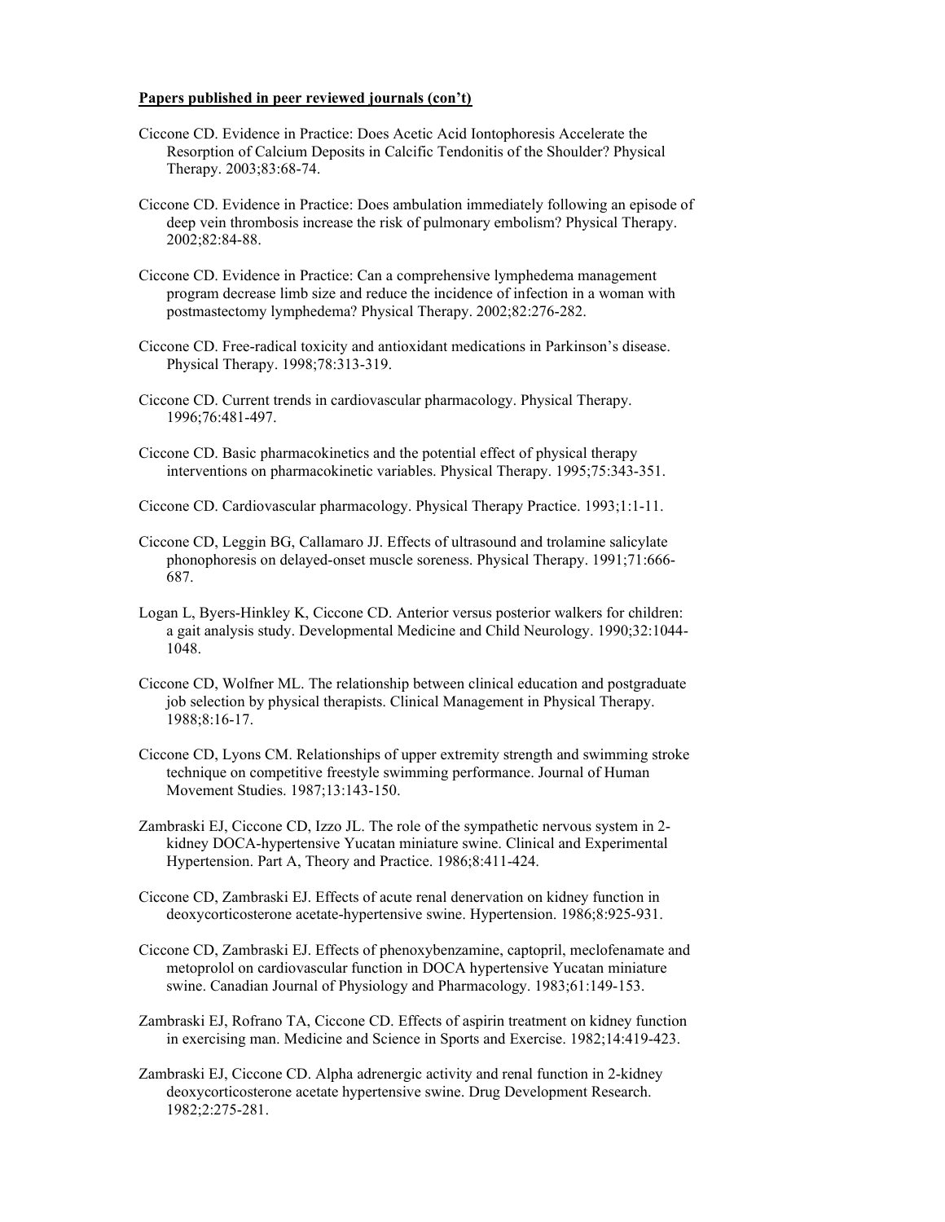**Papers published in peer reviewed journals (con't)**

Ciccone CD. Evidence in Practice: Does Acetic Acid Iontophoresis Accelerate the Resorption of Calcium Deposits in Calcific Tendonitis of the Shoulder? Physical Therapy. 2003;83:68-74.

Ciccone CD. Evidence in Practice: Does ambulation immediately following an episode of deep vein thrombosis increase the risk of pulmonary embolism? Physical Therapy. 2002;82:84-88.

Ciccone CD. Evidence in Practice: Can a comprehensive lymphedema management program decrease limb size and reduce the incidence of infection in a woman with postmastectomy lymphedema? Physical Therapy. 2002;82:276-282.

Ciccone CD. Free-radical toxicity and antioxidant medications in Parkinson's disease. Physical Therapy. 1998;78:313-319.

Ciccone CD. Current trends in cardiovascular pharmacology. Physical Therapy. 1996;76:481-497.

Ciccone CD. Basic pharmacokinetics and the potential effect of physical therapy interventions on pharmacokinetic variables. Physical Therapy. 1995;75:343-351.

Ciccone CD. Cardiovascular pharmacology. Physical Therapy Practice. 1993;1:1-11.

Ciccone CD, Leggin BG, Callamaro JJ. Effects of ultrasound and trolamine salicylate phonophoresis on delayed-onset muscle soreness. Physical Therapy. 1991;71:666-687.

Logan L, Byers-Hinkley K, Ciccone CD. Anterior versus posterior walkers for children: a gait analysis study. Developmental Medicine and Child Neurology. 1990;32:1044-1048.

Ciccone CD, Wolfner ML. The relationship between clinical education and postgraduate job selection by physical therapists. Clinical Management in Physical Therapy. 1988;8:16-17.

Ciccone CD, Lyons CM. Relationships of upper extremity strength and swimming stroke technique on competitive freestyle swimming performance. Journal of Human Movement Studies. 1987;13:143-150.

Zambraski EJ, Ciccone CD, Izzo JL. The role of the sympathetic nervous system in 2-kidney DOCA-hypertensive Yucatan miniature swine. Clinical and Experimental Hypertension. Part A, Theory and Practice. 1986;8:411-424.

Ciccone CD, Zambraski EJ. Effects of acute renal denervation on kidney function in deoxycorticosterone acetate-hypertensive swine. Hypertension. 1986;8:925-931.

Ciccone CD, Zambraski EJ. Effects of phenoxybenzamine, captopril, meclofenamate and metoprolol on cardiovascular function in DOCA hypertensive Yucatan miniature swine. Canadian Journal of Physiology and Pharmacology. 1983;61:149-153.

Zambraski EJ, Rofrano TA, Ciccone CD. Effects of aspirin treatment on kidney function in exercising man. Medicine and Science in Sports and Exercise. 1982;14:419-423.

Zambraski EJ, Ciccone CD. Alpha adrenergic activity and renal function in 2-kidney deoxycorticosterone acetate hypertensive swine. Drug Development Research. 1982;2:275-281.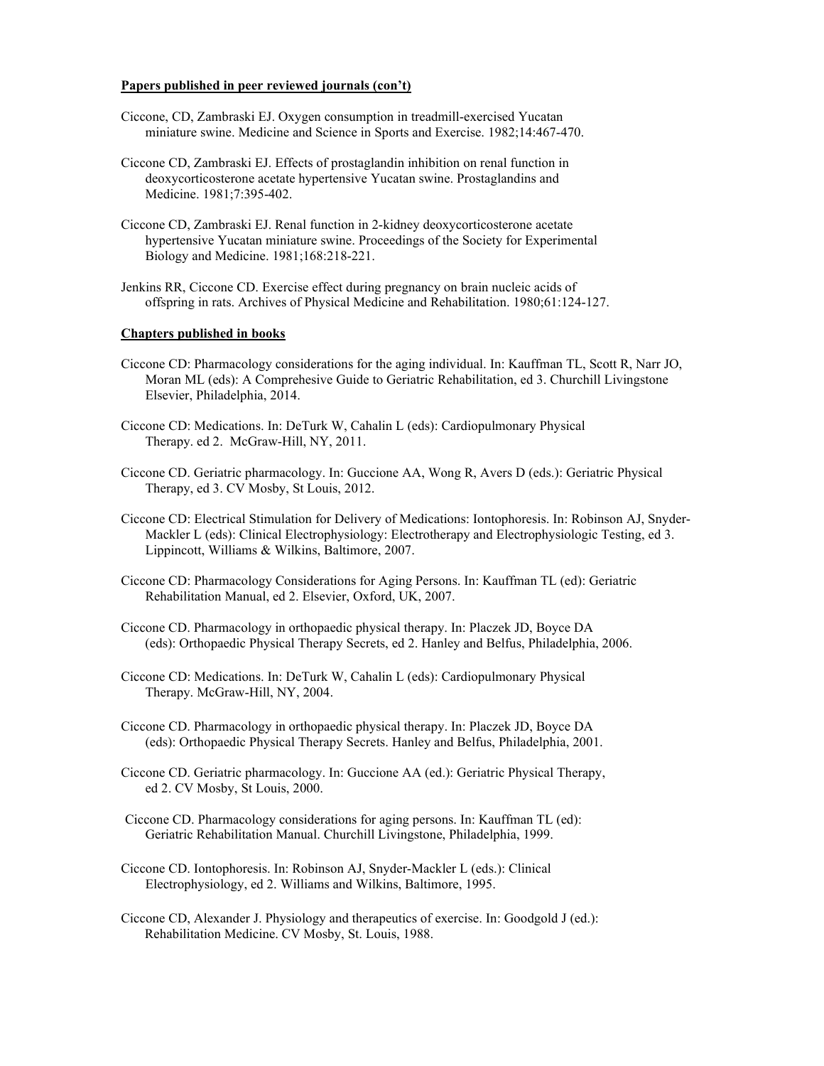**Papers published in peer reviewed journals (con't)**

Ciccone, CD, Zambraski EJ. Oxygen consumption in treadmill-exercised Yucatan miniature swine. Medicine and Science in Sports and Exercise. 1982;14:467-470.

Ciccone CD, Zambraski EJ. Effects of prostaglandin inhibition on renal function in deoxycorticosterone acetate hypertensive Yucatan swine. Prostaglandins and Medicine. 1981;7:395-402.

Ciccone CD, Zambraski EJ. Renal function in 2-kidney deoxycorticosterone acetate hypertensive Yucatan miniature swine. Proceedings of the Society for Experimental Biology and Medicine. 1981;168:218-221.

Jenkins RR, Ciccone CD. Exercise effect during pregnancy on brain nucleic acids of offspring in rats. Archives of Physical Medicine and Rehabilitation. 1980;61:124-127.

**Chapters published in books**

Ciccone CD: Pharmacology considerations for the aging individual. In: Kauffman TL, Scott R, Narr JO, Moran ML (eds): A Comprehesive Guide to Geriatric Rehabilitation, ed 3. Churchill Livingstone Elsevier, Philadelphia, 2014.

Ciccone CD: Medications. In: DeTurk W, Cahalin L (eds): Cardiopulmonary Physical Therapy. ed 2. McGraw-Hill, NY, 2011.

Ciccone CD. Geriatric pharmacology. In: Guccione AA, Wong R, Avers D (eds.): Geriatric Physical Therapy, ed 3. CV Mosby, St Louis, 2012.

Ciccone CD: Electrical Stimulation for Delivery of Medications: Iontophoresis. In: Robinson AJ, Snyder-Mackler L (eds): Clinical Electrophysiology: Electrotherapy and Electrophysiologic Testing, ed 3. Lippincott, Williams & Wilkins, Baltimore, 2007.

Ciccone CD: Pharmacology Considerations for Aging Persons. In: Kauffman TL (ed): Geriatric Rehabilitation Manual, ed 2. Elsevier, Oxford, UK, 2007.

Ciccone CD. Pharmacology in orthopaedic physical therapy. In: Placzek JD, Boyce DA (eds): Orthopaedic Physical Therapy Secrets, ed 2. Hanley and Belfus, Philadelphia, 2006.

Ciccone CD: Medications. In: DeTurk W, Cahalin L (eds): Cardiopulmonary Physical Therapy. McGraw-Hill, NY, 2004.

Ciccone CD. Pharmacology in orthopaedic physical therapy. In: Placzek JD, Boyce DA (eds): Orthopaedic Physical Therapy Secrets. Hanley and Belfus, Philadelphia, 2001.

Ciccone CD. Geriatric pharmacology. In: Guccione AA (ed.): Geriatric Physical Therapy, ed 2. CV Mosby, St Louis, 2000.

Ciccone CD. Pharmacology considerations for aging persons. In: Kauffman TL (ed): Geriatric Rehabilitation Manual. Churchill Livingstone, Philadelphia, 1999.

Ciccone CD. Iontophoresis. In: Robinson AJ, Snyder-Mackler L (eds.): Clinical Electrophysiology, ed 2. Williams and Wilkins, Baltimore, 1995.

Ciccone CD, Alexander J. Physiology and therapeutics of exercise. In: Goodgold J (ed.): Rehabilitation Medicine. CV Mosby, St. Louis, 1988.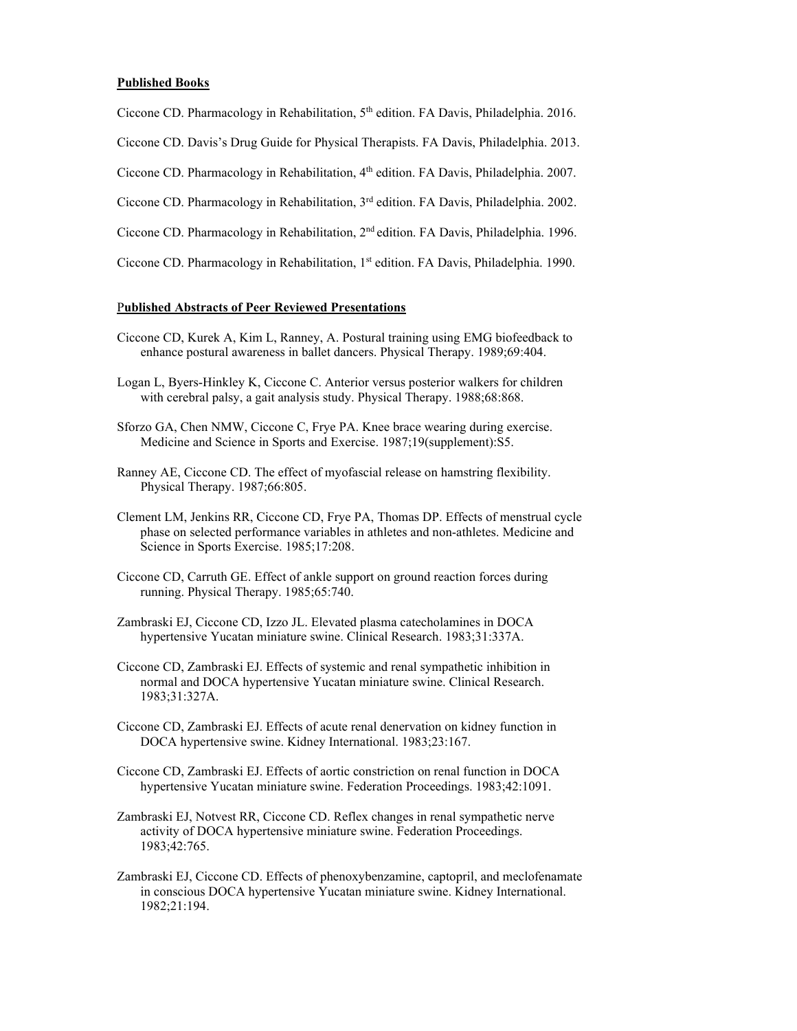**Published Books**

Ciccone CD. Pharmacology in Rehabilitation, 5th edition. FA Davis, Philadelphia. 2016.

Ciccone CD. Davis's Drug Guide for Physical Therapists. FA Davis, Philadelphia. 2013.

Ciccone CD. Pharmacology in Rehabilitation, 4th edition. FA Davis, Philadelphia. 2007.

Ciccone CD. Pharmacology in Rehabilitation, 3rd edition. FA Davis, Philadelphia. 2002.

Ciccone CD. Pharmacology in Rehabilitation, 2nd edition. FA Davis, Philadelphia. 1996.

Ciccone CD. Pharmacology in Rehabilitation, 1st edition. FA Davis, Philadelphia. 1990.

**Published Abstracts of Peer Reviewed Presentations**

Ciccone CD, Kurek A, Kim L, Ranney, A. Postural training using EMG biofeedback to enhance postural awareness in ballet dancers. Physical Therapy. 1989;69:404.

Logan L, Byers-Hinkley K, Ciccone C. Anterior versus posterior walkers for children with cerebral palsy, a gait analysis study. Physical Therapy. 1988;68:868.

Sforzo GA, Chen NMW, Ciccone C, Frye PA. Knee brace wearing during exercise. Medicine and Science in Sports and Exercise. 1987;19(supplement):S5.

Ranney AE, Ciccone CD. The effect of myofascial release on hamstring flexibility. Physical Therapy. 1987;66:805.

Clement LM, Jenkins RR, Ciccone CD, Frye PA, Thomas DP. Effects of menstrual cycle phase on selected performance variables in athletes and non-athletes. Medicine and Science in Sports Exercise. 1985;17:208.

Ciccone CD, Carruth GE. Effect of ankle support on ground reaction forces during running. Physical Therapy. 1985;65:740.

Zambraski EJ, Ciccone CD, Izzo JL. Elevated plasma catecholamines in DOCA hypertensive Yucatan miniature swine. Clinical Research. 1983;31:337A.

Ciccone CD, Zambraski EJ. Effects of systemic and renal sympathetic inhibition in normal and DOCA hypertensive Yucatan miniature swine. Clinical Research. 1983;31:327A.

Ciccone CD, Zambraski EJ. Effects of acute renal denervation on kidney function in DOCA hypertensive swine. Kidney International. 1983;23:167.

Ciccone CD, Zambraski EJ. Effects of aortic constriction on renal function in DOCA hypertensive Yucatan miniature swine. Federation Proceedings. 1983;42:1091.

Zambraski EJ, Notvest RR, Ciccone CD. Reflex changes in renal sympathetic nerve activity of DOCA hypertensive miniature swine. Federation Proceedings. 1983;42:765.

Zambraski EJ, Ciccone CD. Effects of phenoxybenzamine, captopril, and meclofenamate in conscious DOCA hypertensive Yucatan miniature swine. Kidney International. 1982;21:194.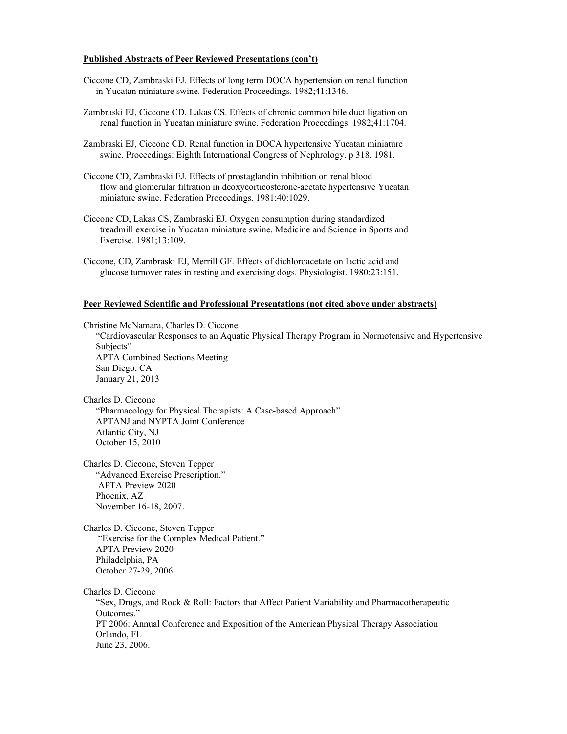**Published Abstracts of Peer Reviewed Presentations (con't)**

Ciccone CD, Zambraski EJ. Effects of long term DOCA hypertension on renal function in Yucatan miniature swine. Federation Proceedings. 1982;41:1346.

Zambraski EJ, Ciccone CD, Lakas CS. Effects of chronic common bile duct ligation on renal function in Yucatan miniature swine. Federation Proceedings. 1982;41:1704.

Zambraski EJ, Ciccone CD. Renal function in DOCA hypertensive Yucatan miniature swine. Proceedings: Eighth International Congress of Nephrology. p 318, 1981.

Ciccone CD, Zambraski EJ. Effects of prostaglandin inhibition on renal blood flow and glomerular filtration in deoxycorticosterone-acetate hypertensive Yucatan miniature swine. Federation Proceedings. 1981;40:1029.

Ciccone CD, Lakas CS, Zambraski EJ. Oxygen consumption during standardized treadmill exercise in Yucatan miniature swine. Medicine and Science in Sports and Exercise. 1981;13:109.

Ciccone, CD, Zambraski EJ, Merrill GF. Effects of dichloroacetate on lactic acid and glucose turnover rates in resting and exercising dogs. Physiologist. 1980;23:151.

**Peer Reviewed Scientific and Professional Presentations (not cited above under abstracts)**

Christine McNamara, Charles D. Ciccone
"Cardiovascular Responses to an Aquatic Physical Therapy Program in Normotensive and Hypertensive Subjects"
APTA Combined Sections Meeting
San Diego, CA
January 21, 2013

Charles D. Ciccone
"Pharmacology for Physical Therapists: A Case-based Approach"
APTANJ and NYPTA Joint Conference
Atlantic City, NJ
October 15, 2010

Charles D. Ciccone, Steven Tepper
"Advanced Exercise Prescription."
APTA Preview 2020
Phoenix, AZ
November 16-18, 2007.

Charles D. Ciccone, Steven Tepper
"Exercise for the Complex Medical Patient."
APTA Preview 2020
Philadelphia, PA
October 27-29, 2006.

Charles D. Ciccone
"Sex, Drugs, and Rock & Roll: Factors that Affect Patient Variability and Pharmacotherapeutic Outcomes."
PT 2006: Annual Conference and Exposition of the American Physical Therapy Association
Orlando, FL
June 23, 2006.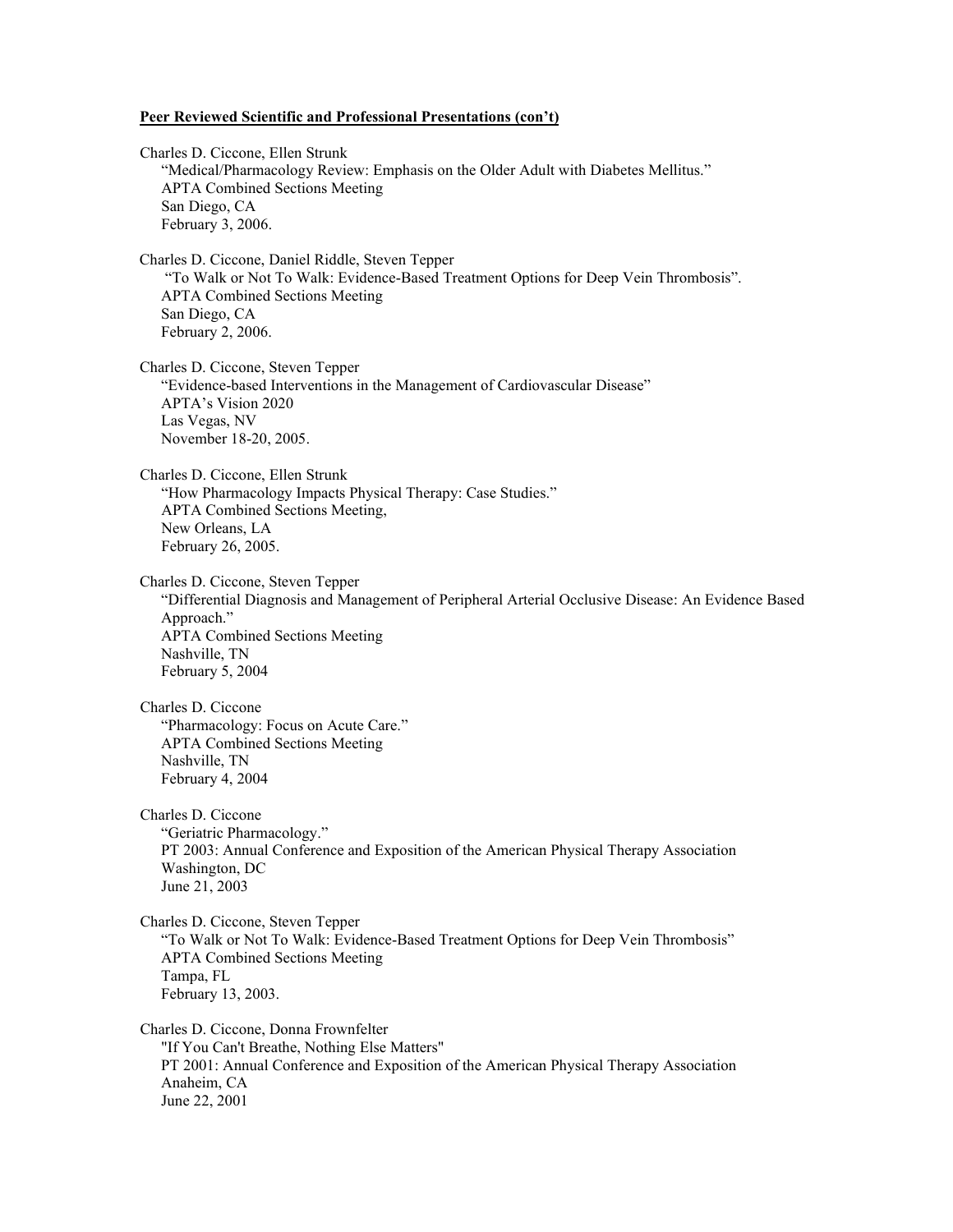**Peer Reviewed Scientific and Professional Presentations (con't)**

Charles D. Ciccone, Ellen Strunk
"Medical/Pharmacology Review: Emphasis on the Older Adult with Diabetes Mellitus."
APTA Combined Sections Meeting
San Diego, CA
February 3, 2006.

Charles D. Ciccone, Daniel Riddle, Steven Tepper
"To Walk or Not To Walk: Evidence-Based Treatment Options for Deep Vein Thrombosis".
APTA Combined Sections Meeting
San Diego, CA
February 2, 2006.

Charles D. Ciccone, Steven Tepper
"Evidence-based Interventions in the Management of Cardiovascular Disease"
APTA's Vision 2020
Las Vegas, NV
November 18-20, 2005.

Charles D. Ciccone, Ellen Strunk
"How Pharmacology Impacts Physical Therapy: Case Studies."
APTA Combined Sections Meeting,
New Orleans, LA
February 26, 2005.

Charles D. Ciccone, Steven Tepper
"Differential Diagnosis and Management of Peripheral Arterial Occlusive Disease: An Evidence Based Approach."
APTA Combined Sections Meeting
Nashville, TN
February 5, 2004

Charles D. Ciccone
"Pharmacology: Focus on Acute Care."
APTA Combined Sections Meeting
Nashville, TN
February 4, 2004

Charles D. Ciccone
"Geriatric Pharmacology."
PT 2003: Annual Conference and Exposition of the American Physical Therapy Association
Washington, DC
June 21, 2003

Charles D. Ciccone, Steven Tepper
"To Walk or Not To Walk: Evidence-Based Treatment Options for Deep Vein Thrombosis"
APTA Combined Sections Meeting
Tampa, FL
February 13, 2003.

Charles D. Ciccone, Donna Frownfelter
"If You Can't Breathe, Nothing Else Matters"
PT 2001: Annual Conference and Exposition of the American Physical Therapy Association
Anaheim, CA
June 22, 2001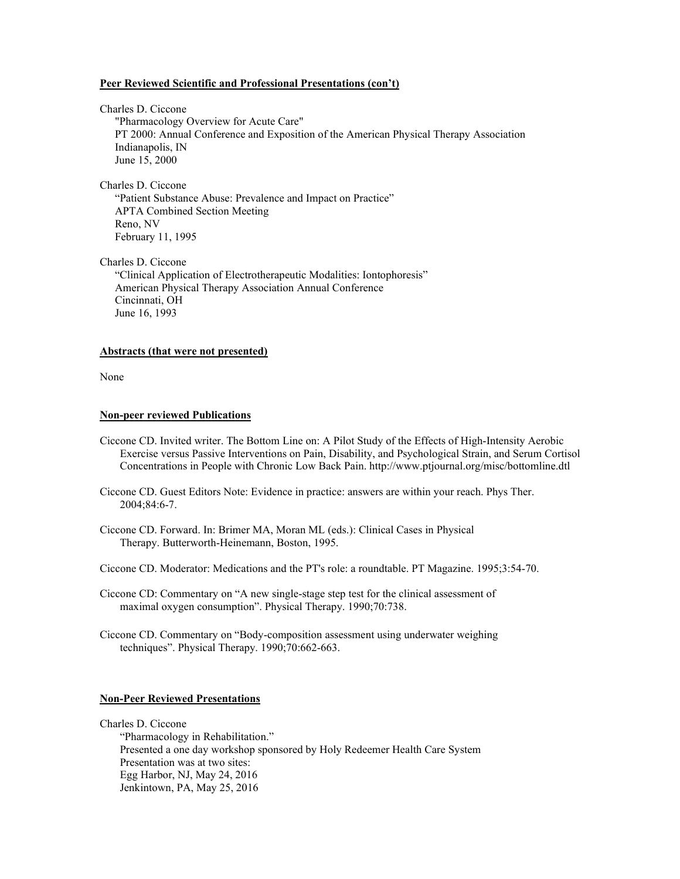**Peer Reviewed Scientific and Professional Presentations (con't)**

Charles D. Ciccone
"Pharmacology Overview for Acute Care"
PT 2000: Annual Conference and Exposition of the American Physical Therapy Association
Indianapolis, IN
June 15, 2000

Charles D. Ciccone
"Patient Substance Abuse: Prevalence and Impact on Practice"
APTA Combined Section Meeting
Reno, NV
February 11, 1995

Charles D. Ciccone
"Clinical Application of Electrotherapeutic Modalities: Iontophoresis"
American Physical Therapy Association Annual Conference
Cincinnati, OH
June 16, 1993

**Abstracts (that were not presented)**

None

**Non-peer reviewed Publications**

Ciccone CD. Invited writer. The Bottom Line on: A Pilot Study of the Effects of High-Intensity Aerobic Exercise versus Passive Interventions on Pain, Disability, and Psychological Strain, and Serum Cortisol Concentrations in People with Chronic Low Back Pain. http://www.ptjournal.org/misc/bottomline.dtl

Ciccone CD. Guest Editors Note: Evidence in practice: answers are within your reach. Phys Ther. 2004;84:6-7.

Ciccone CD. Forward. In: Brimer MA, Moran ML (eds.): Clinical Cases in Physical Therapy. Butterworth-Heinemann, Boston, 1995.

Ciccone CD. Moderator: Medications and the PT's role: a roundtable. PT Magazine. 1995;3:54-70.

Ciccone CD: Commentary on "A new single-stage step test for the clinical assessment of maximal oxygen consumption". Physical Therapy. 1990;70:738.

Ciccone CD. Commentary on "Body-composition assessment using underwater weighing techniques". Physical Therapy. 1990;70:662-663.

**Non-Peer Reviewed Presentations**

Charles D. Ciccone
"Pharmacology in Rehabilitation."
Presented a one day workshop sponsored by Holy Redeemer Health Care System
Presentation was at two sites:
Egg Harbor, NJ, May 24, 2016
Jenkintown, PA, May 25, 2016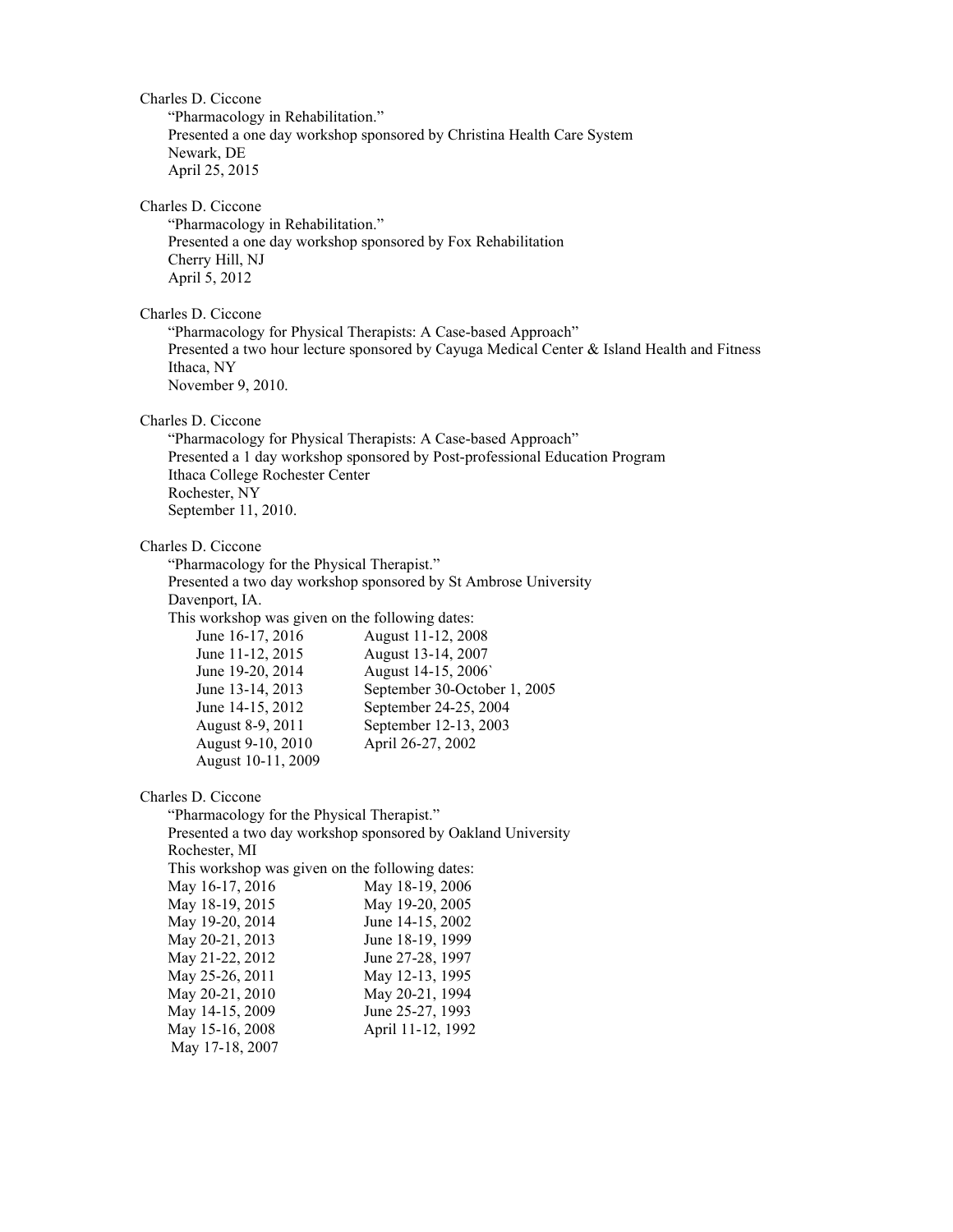Charles D. Ciccone
"Pharmacology in Rehabilitation."
Presented a one day workshop sponsored by Christina Health Care System
Newark, DE
April 25, 2015

Charles D. Ciccone
"Pharmacology in Rehabilitation."
Presented a one day workshop sponsored by Fox Rehabilitation
Cherry Hill, NJ
April 5, 2012

Charles D. Ciccone
"Pharmacology for Physical Therapists: A Case-based Approach"
Presented a two hour lecture sponsored by Cayuga Medical Center & Island Health and Fitness
Ithaca, NY
November 9, 2010.

Charles D. Ciccone
"Pharmacology for Physical Therapists: A Case-based Approach"
Presented a 1 day workshop sponsored by Post-professional Education Program
Ithaca College Rochester Center
Rochester, NY
September 11, 2010.

Charles D. Ciccone
"Pharmacology for the Physical Therapist."
Presented a two day workshop sponsored by St Ambrose University
Davenport, IA.
This workshop was given on the following dates:

| | |
|---|---|
| June 16-17, 2016 | August 11-12, 2008 |
| June 11-12, 2015 | August 13-14, 2007 |
| June 19-20, 2014 | August 14-15, 2006` |
| June 13-14, 2013 | September 30-October 1, 2005 |
| June 14-15, 2012 | September 24-25, 2004 |
| August 8-9, 2011 | September 12-13, 2003 |
| August 9-10, 2010 | April 26-27, 2002 |
| August 10-11, 2009 | |

Charles D. Ciccone
"Pharmacology for the Physical Therapist."
Presented a two day workshop sponsored by Oakland University
Rochester, MI
This workshop was given on the following dates:

| | |
|---|---|
| May 16-17, 2016 | May 18-19, 2006 |
| May 18-19, 2015 | May 19-20, 2005 |
| May 19-20, 2014 | June 14-15, 2002 |
| May 20-21, 2013 | June 18-19, 1999 |
| May 21-22, 2012 | June 27-28, 1997 |
| May 25-26, 2011 | May 12-13, 1995 |
| May 20-21, 2010 | May 20-21, 1994 |
| May 14-15, 2009 | June 25-27, 1993 |
| May 15-16, 2008 | April 11-12, 1992 |
| May 17-18, 2007 | |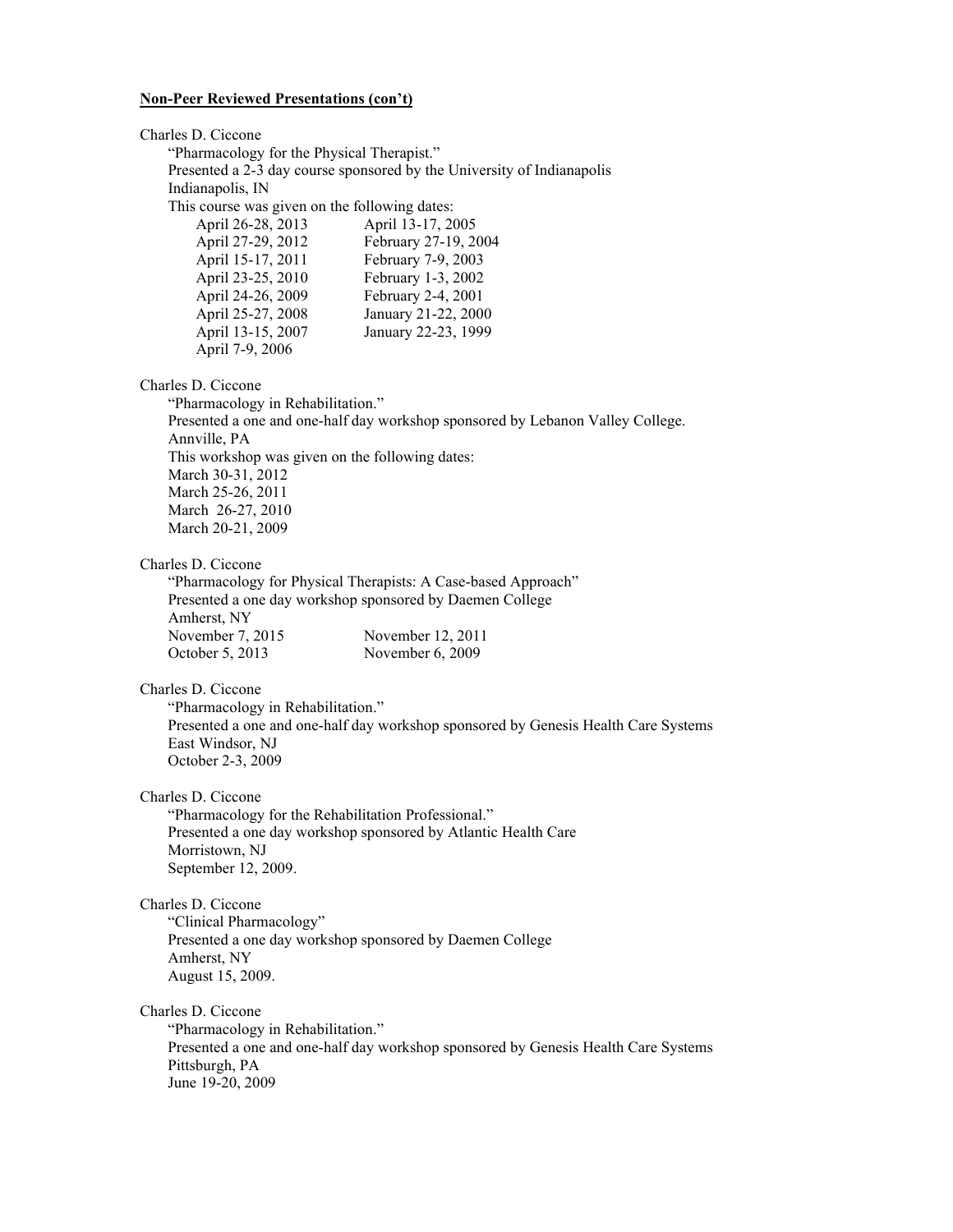**Non-Peer Reviewed Presentations (con't)**

Charles D. Ciccone
"Pharmacology for the Physical Therapist."
Presented a 2-3 day course sponsored by the University of Indianapolis
Indianapolis, IN
This course was given on the following dates:

April 26-28, 2013
April 27-29, 2012
April 15-17, 2011
April 23-25, 2010
April 24-26, 2009
April 25-27, 2008
April 13-15, 2007
April 7-9, 2006
April 13-17, 2005
February 27-19, 2004
February 7-9, 2003
February 1-3, 2002
February 2-4, 2001
January 21-22, 2000
January 22-23, 1999

Charles D. Ciccone
"Pharmacology in Rehabilitation."
Presented a one and one-half day workshop sponsored by Lebanon Valley College.
Annville, PA
This workshop was given on the following dates:
March 30-31, 2012
March 25-26, 2011
March 26-27, 2010
March 20-21, 2009

Charles D. Ciccone
"Pharmacology for Physical Therapists: A Case-based Approach"
Presented a one day workshop sponsored by Daemen College
Amherst, NY
November 7, 2015
October 5, 2013
November 12, 2011
November 6, 2009

Charles D. Ciccone
"Pharmacology in Rehabilitation."
Presented a one and one-half day workshop sponsored by Genesis Health Care Systems
East Windsor, NJ
October 2-3, 2009

Charles D. Ciccone
"Pharmacology for the Rehabilitation Professional."
Presented a one day workshop sponsored by Atlantic Health Care
Morristown, NJ
September 12, 2009.

Charles D. Ciccone
"Clinical Pharmacology"
Presented a one day workshop sponsored by Daemen College
Amherst, NY
August 15, 2009.

Charles D. Ciccone
"Pharmacology in Rehabilitation."
Presented a one and one-half day workshop sponsored by Genesis Health Care Systems
Pittsburgh, PA
June 19-20, 2009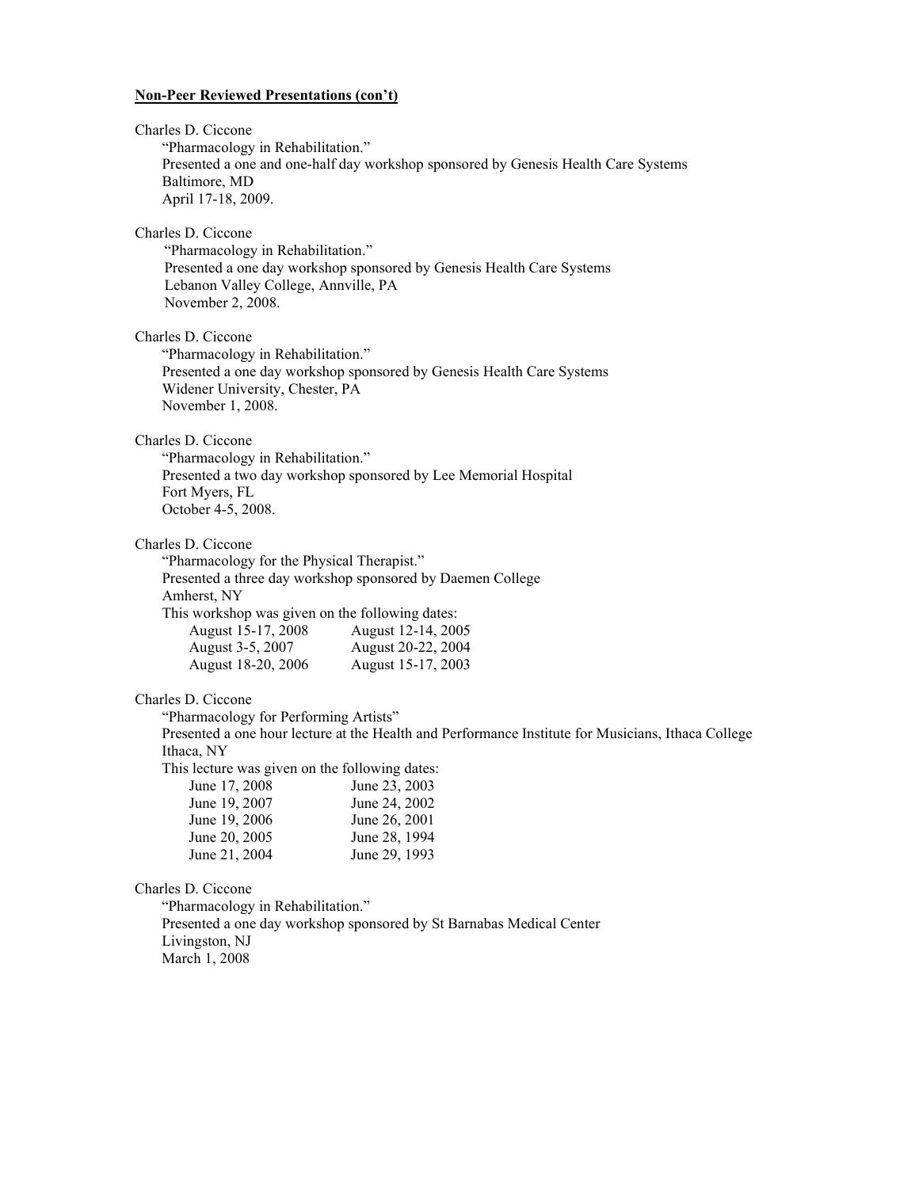**Non-Peer Reviewed Presentations (con't)**

Charles D. Ciccone
"Pharmacology in Rehabilitation."
Presented a one and one-half day workshop sponsored by Genesis Health Care Systems
Baltimore, MD
April 17-18, 2009.

Charles D. Ciccone
"Pharmacology in Rehabilitation."
Presented a one day workshop sponsored by Genesis Health Care Systems
Lebanon Valley College, Annville, PA
November 2, 2008.

Charles D. Ciccone
"Pharmacology in Rehabilitation."
Presented a one day workshop sponsored by Genesis Health Care Systems
Widener University, Chester, PA
November 1, 2008.

Charles D. Ciccone
"Pharmacology in Rehabilitation."
Presented a two day workshop sponsored by Lee Memorial Hospital
Fort Myers, FL
October 4-5, 2008.

Charles D. Ciccone
"Pharmacology for the Physical Therapist."
Presented a three day workshop sponsored by Daemen College
Amherst, NY
This workshop was given on the following dates:

| | |
|---|---|
| August 15-17, 2008 | August 12-14, 2005 |
| August 3-5, 2007 | August 20-22, 2004 |
| August 18-20, 2006 | August 15-17, 2003 |

Charles D. Ciccone
"Pharmacology for Performing Artists"
Presented a one hour lecture at the Health and Performance Institute for Musicians, Ithaca College
Ithaca, NY
This lecture was given on the following dates:

| | |
|---|---|
| June 17, 2008 | June 23, 2003 |
| June 19, 2007 | June 24, 2002 |
| June 19, 2006 | June 26, 2001 |
| June 20, 2005 | June 28, 1994 |
| June 21, 2004 | June 29, 1993 |

Charles D. Ciccone
"Pharmacology in Rehabilitation."
Presented a one day workshop sponsored by St Barnabas Medical Center
Livingston, NJ
March 1, 2008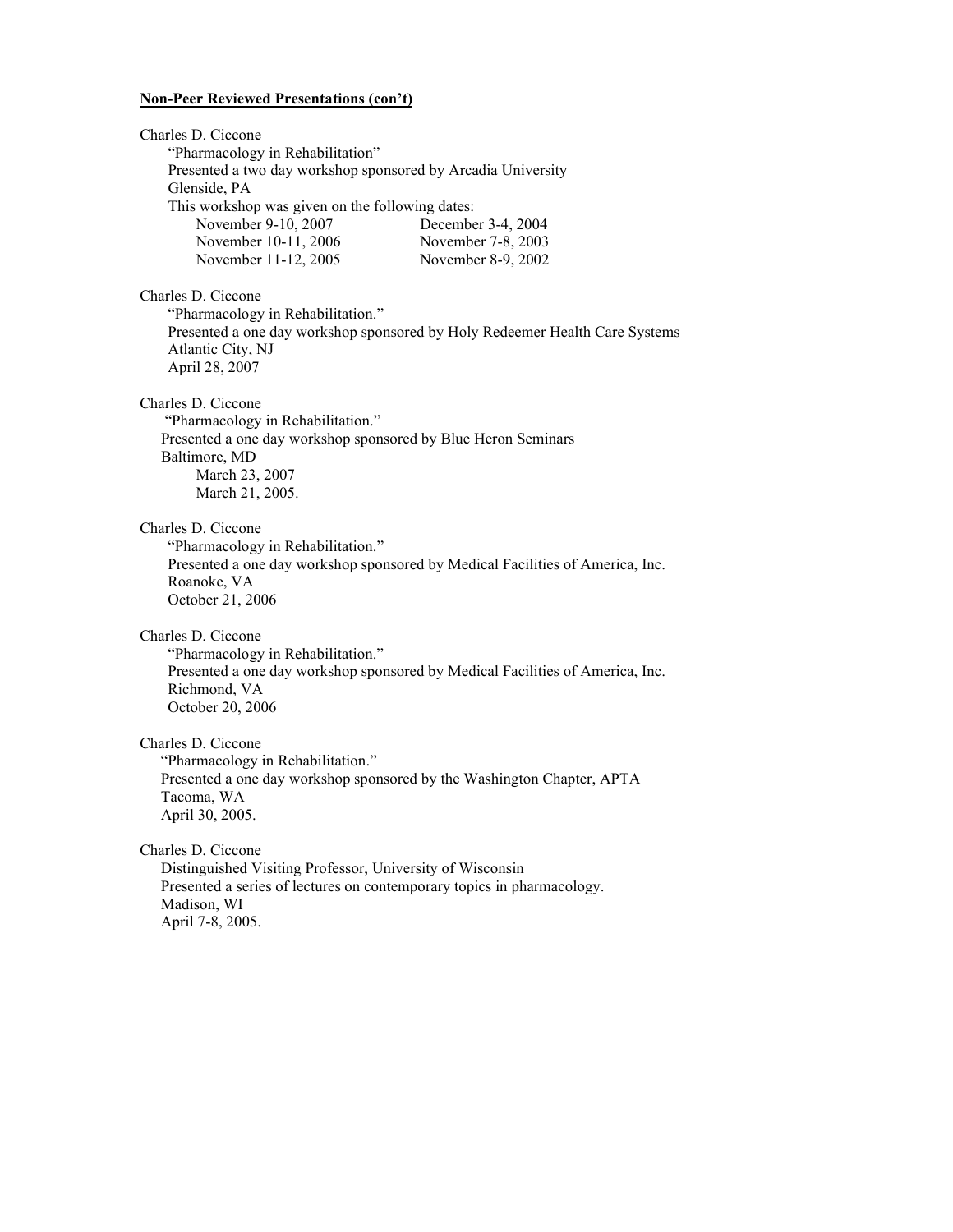**Non-Peer Reviewed Presentations (con't)**

Charles D. Ciccone
"Pharmacology in Rehabilitation"
Presented a two day workshop sponsored by Arcadia University
Glenside, PA
This workshop was given on the following dates:

| | |
|---|---|
| November 9-10, 2007 | December 3-4, 2004 |
| November 10-11, 2006 | November 7-8, 2003 |
| November 11-12, 2005 | November 8-9, 2002 |

Charles D. Ciccone
"Pharmacology in Rehabilitation."
Presented a one day workshop sponsored by Holy Redeemer Health Care Systems
Atlantic City, NJ
April 28, 2007

Charles D. Ciccone
"Pharmacology in Rehabilitation."
Presented a one day workshop sponsored by Blue Heron Seminars
Baltimore, MD
March 23, 2007
March 21, 2005.

Charles D. Ciccone
"Pharmacology in Rehabilitation."
Presented a one day workshop sponsored by Medical Facilities of America, Inc.
Roanoke, VA
October 21, 2006

Charles D. Ciccone
"Pharmacology in Rehabilitation."
Presented a one day workshop sponsored by Medical Facilities of America, Inc.
Richmond, VA
October 20, 2006

Charles D. Ciccone
"Pharmacology in Rehabilitation."
Presented a one day workshop sponsored by the Washington Chapter, APTA
Tacoma, WA
April 30, 2005.

Charles D. Ciccone
Distinguished Visiting Professor, University of Wisconsin
Presented a series of lectures on contemporary topics in pharmacology.
Madison, WI
April 7-8, 2005.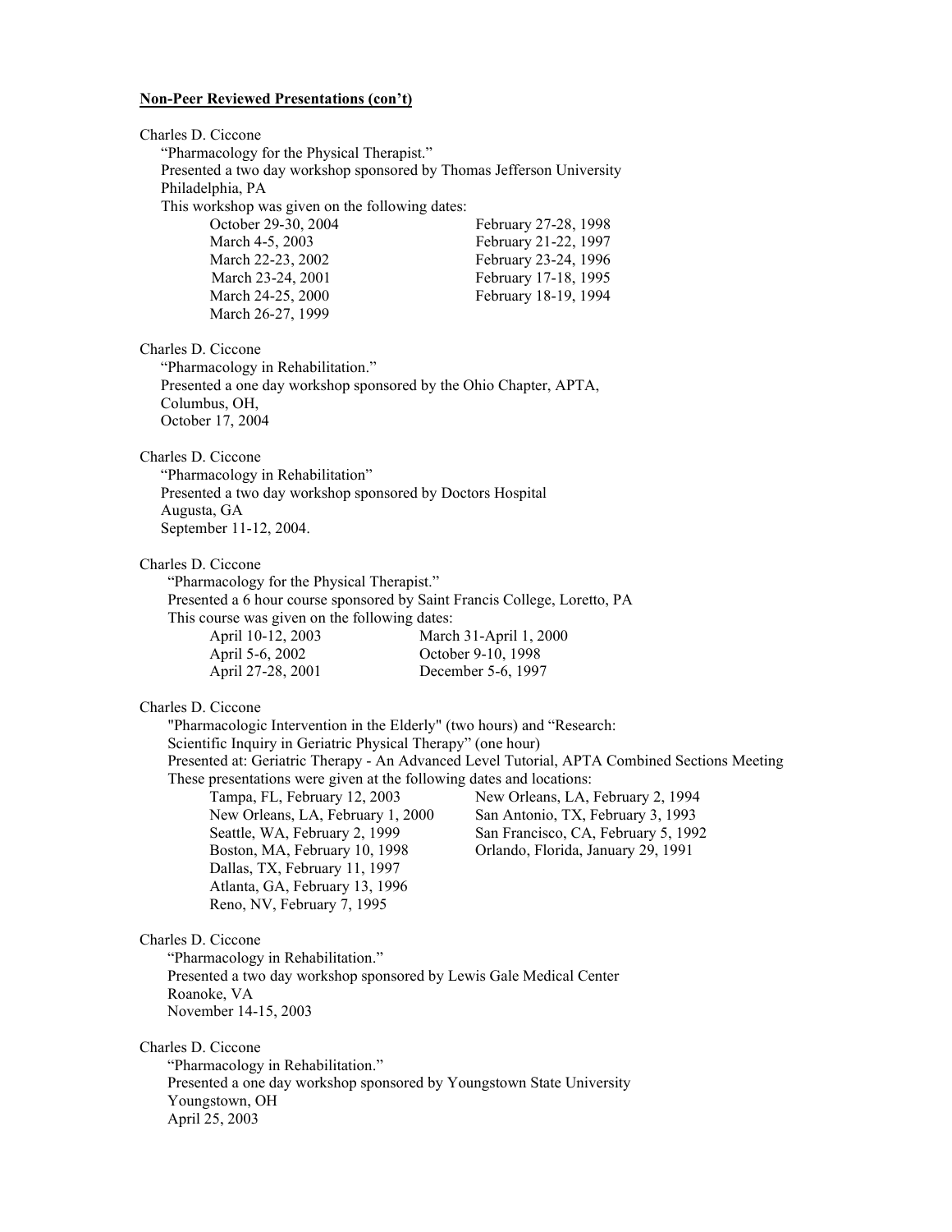**Non-Peer Reviewed Presentations (con't)**

Charles D. Ciccone
"Pharmacology for the Physical Therapist."
Presented a two day workshop sponsored by Thomas Jefferson University
Philadelphia, PA
This workshop was given on the following dates:

| | |
|---|---|
| October 29-30, 2004 | February 27-28, 1998 |
| March 4-5, 2003 | February 21-22, 1997 |
| March 22-23, 2002 | February 23-24, 1996 |
| March 23-24, 2001 | February 17-18, 1995 |
| March 24-25, 2000 | February 18-19, 1994 |
| March 26-27, 1999 | |

Charles D. Ciccone
"Pharmacology in Rehabilitation."
Presented a one day workshop sponsored by the Ohio Chapter, APTA,
Columbus, OH,
October 17, 2004

Charles D. Ciccone
"Pharmacology in Rehabilitation"
Presented a two day workshop sponsored by Doctors Hospital
Augusta, GA
September 11-12, 2004.

Charles D. Ciccone
"Pharmacology for the Physical Therapist."
Presented a 6 hour course sponsored by Saint Francis College, Loretto, PA
This course was given on the following dates:

| | |
|---|---|
| April 10-12, 2003 | March 31-April 1, 2000 |
| April 5-6, 2002 | October 9-10, 1998 |
| April 27-28, 2001 | December 5-6, 1997 |

Charles D. Ciccone
"Pharmacologic Intervention in the Elderly" (two hours) and "Research: Scientific Inquiry in Geriatric Physical Therapy" (one hour)
Presented at: Geriatric Therapy - An Advanced Level Tutorial, APTA Combined Sections Meeting
These presentations were given at the following dates and locations:

| | |
|---|---|
| Tampa, FL, February 12, 2003 | New Orleans, LA, February 2, 1994 |
| New Orleans, LA, February 1, 2000 | San Antonio, TX, February 3, 1993 |
| Seattle, WA, February 2, 1999 | San Francisco, CA, February 5, 1992 |
| Boston, MA, February 10, 1998 | Orlando, Florida, January 29, 1991 |
| Dallas, TX, February 11, 1997 | |
| Atlanta, GA, February 13, 1996 | |
| Reno, NV, February 7, 1995 | |

Charles D. Ciccone
"Pharmacology in Rehabilitation."
Presented a two day workshop sponsored by Lewis Gale Medical Center
Roanoke, VA
November 14-15, 2003

Charles D. Ciccone
"Pharmacology in Rehabilitation."
Presented a one day workshop sponsored by Youngstown State University
Youngstown, OH
April 25, 2003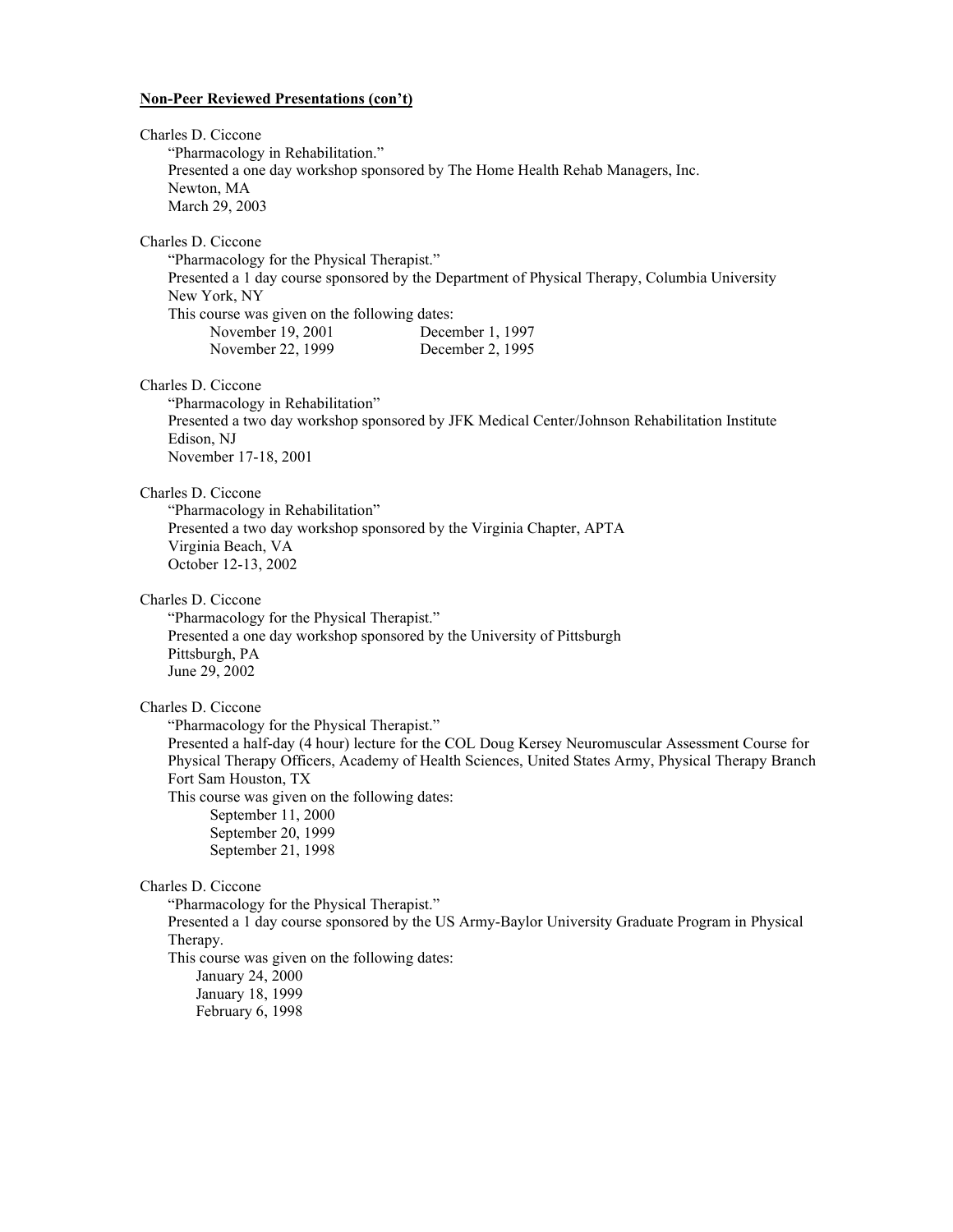**Non-Peer Reviewed Presentations (con't)**

Charles D. Ciccone
"Pharmacology in Rehabilitation."
Presented a one day workshop sponsored by The Home Health Rehab Managers, Inc.
Newton, MA
March 29, 2003

Charles D. Ciccone
"Pharmacology for the Physical Therapist."
Presented a 1 day course sponsored by the Department of Physical Therapy, Columbia University
New York, NY
This course was given on the following dates:
November 19, 2001 December 1, 1997
November 22, 1999 December 2, 1995

Charles D. Ciccone
"Pharmacology in Rehabilitation"
Presented a two day workshop sponsored by JFK Medical Center/Johnson Rehabilitation Institute
Edison, NJ
November 17-18, 2001

Charles D. Ciccone
"Pharmacology in Rehabilitation"
Presented a two day workshop sponsored by the Virginia Chapter, APTA
Virginia Beach, VA
October 12-13, 2002

Charles D. Ciccone
"Pharmacology for the Physical Therapist."
Presented a one day workshop sponsored by the University of Pittsburgh
Pittsburgh, PA
June 29, 2002

Charles D. Ciccone
"Pharmacology for the Physical Therapist."
Presented a half-day (4 hour) lecture for the COL Doug Kersey Neuromuscular Assessment Course for Physical Therapy Officers, Academy of Health Sciences, United States Army, Physical Therapy Branch
Fort Sam Houston, TX
This course was given on the following dates:
September 11, 2000
September 20, 1999
September 21, 1998

Charles D. Ciccone
"Pharmacology for the Physical Therapist."
Presented a 1 day course sponsored by the US Army-Baylor University Graduate Program in Physical Therapy.
This course was given on the following dates:
January 24, 2000
January 18, 1999
February 6, 1998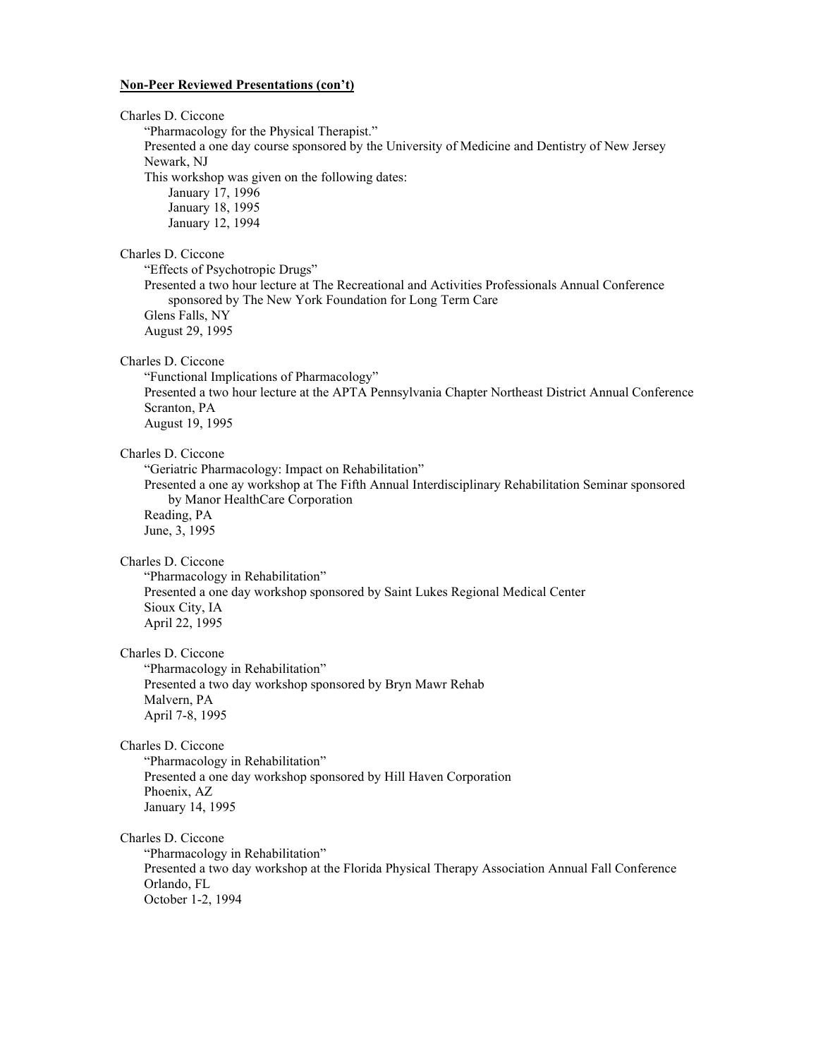**Non-Peer Reviewed Presentations (con't)**

Charles D. Ciccone
"Pharmacology for the Physical Therapist."
Presented a one day course sponsored by the University of Medicine and Dentistry of New Jersey
Newark, NJ
This workshop was given on the following dates:
January 17, 1996
January 18, 1995
January 12, 1994

Charles D. Ciccone
"Effects of Psychotropic Drugs"
Presented a two hour lecture at The Recreational and Activities Professionals Annual Conference sponsored by The New York Foundation for Long Term Care
Glens Falls, NY
August 29, 1995

Charles D. Ciccone
"Functional Implications of Pharmacology"
Presented a two hour lecture at the APTA Pennsylvania Chapter Northeast District Annual Conference
Scranton, PA
August 19, 1995

Charles D. Ciccone
"Geriatric Pharmacology: Impact on Rehabilitation"
Presented a one ay workshop at The Fifth Annual Interdisciplinary Rehabilitation Seminar sponsored by Manor HealthCare Corporation
Reading, PA
June, 3, 1995

Charles D. Ciccone
"Pharmacology in Rehabilitation"
Presented a one day workshop sponsored by Saint Lukes Regional Medical Center
Sioux City, IA
April 22, 1995

Charles D. Ciccone
"Pharmacology in Rehabilitation"
Presented a two day workshop sponsored by Bryn Mawr Rehab
Malvern, PA
April 7-8, 1995

Charles D. Ciccone
"Pharmacology in Rehabilitation"
Presented a one day workshop sponsored by Hill Haven Corporation
Phoenix, AZ
January 14, 1995

Charles D. Ciccone
"Pharmacology in Rehabilitation"
Presented a two day workshop at the Florida Physical Therapy Association Annual Fall Conference
Orlando, FL
October 1-2, 1994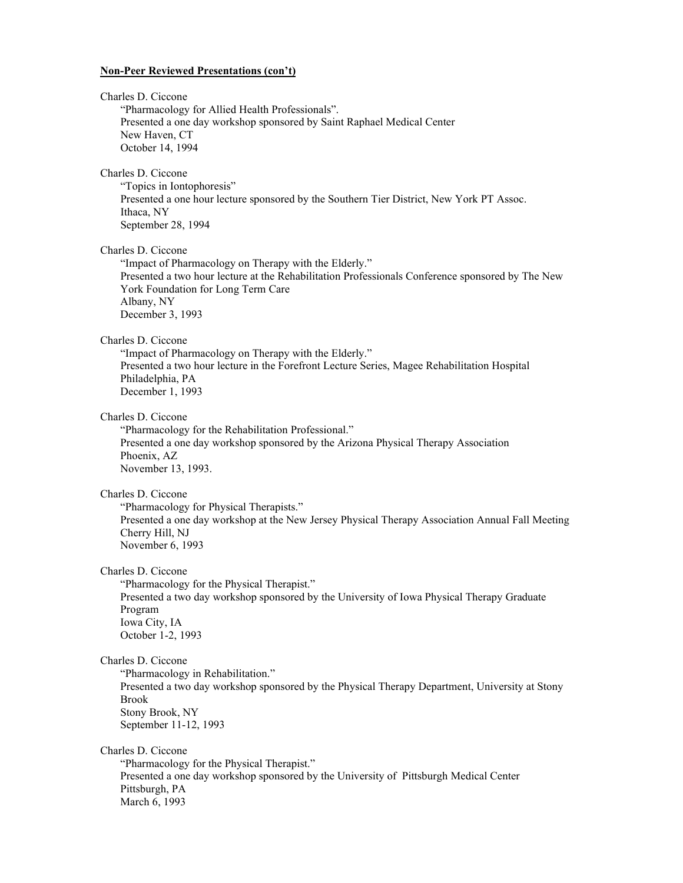**Non-Peer Reviewed Presentations (con't)**

Charles D. Ciccone
"Pharmacology for Allied Health Professionals".
Presented a one day workshop sponsored by Saint Raphael Medical Center
New Haven, CT
October 14, 1994

Charles D. Ciccone
"Topics in Iontophoresis"
Presented a one hour lecture sponsored by the Southern Tier District, New York PT Assoc.
Ithaca, NY
September 28, 1994

Charles D. Ciccone
"Impact of Pharmacology on Therapy with the Elderly."
Presented a two hour lecture at the Rehabilitation Professionals Conference sponsored by The New York Foundation for Long Term Care
Albany, NY
December 3, 1993

Charles D. Ciccone
"Impact of Pharmacology on Therapy with the Elderly."
Presented a two hour lecture in the Forefront Lecture Series, Magee Rehabilitation Hospital
Philadelphia, PA
December 1, 1993

Charles D. Ciccone
"Pharmacology for the Rehabilitation Professional."
Presented a one day workshop sponsored by the Arizona Physical Therapy Association
Phoenix, AZ
November 13, 1993.

Charles D. Ciccone
"Pharmacology for Physical Therapists."
Presented a one day workshop at the New Jersey Physical Therapy Association Annual Fall Meeting
Cherry Hill, NJ
November 6, 1993

Charles D. Ciccone
"Pharmacology for the Physical Therapist."
Presented a two day workshop sponsored by the University of Iowa Physical Therapy Graduate Program
Iowa City, IA
October 1-2, 1993

Charles D. Ciccone
"Pharmacology in Rehabilitation."
Presented a two day workshop sponsored by the Physical Therapy Department, University at Stony Brook
Stony Brook, NY
September 11-12, 1993

Charles D. Ciccone
"Pharmacology for the Physical Therapist."
Presented a one day workshop sponsored by the University of Pittsburgh Medical Center
Pittsburgh, PA
March 6, 1993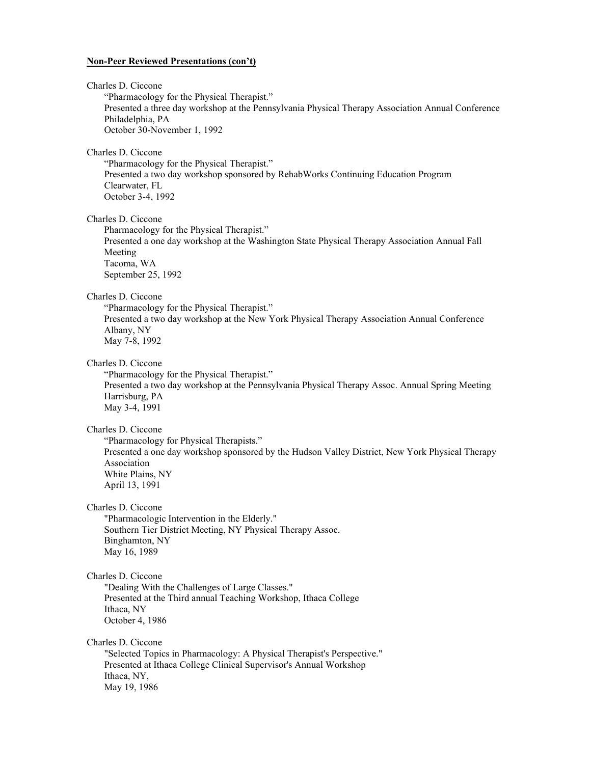**Non-Peer Reviewed Presentations (con't)**

Charles D. Ciccone
"Pharmacology for the Physical Therapist."
Presented a three day workshop at the Pennsylvania Physical Therapy Association Annual Conference
Philadelphia, PA
October 30-November 1, 1992

Charles D. Ciccone
"Pharmacology for the Physical Therapist."
Presented a two day workshop sponsored by RehabWorks Continuing Education Program
Clearwater, FL
October 3-4, 1992

Charles D. Ciccone
Pharmacology for the Physical Therapist."
Presented a one day workshop at the Washington State Physical Therapy Association Annual Fall Meeting
Tacoma, WA
September 25, 1992

Charles D. Ciccone
"Pharmacology for the Physical Therapist."
Presented a two day workshop at the New York Physical Therapy Association Annual Conference
Albany, NY
May 7-8, 1992

Charles D. Ciccone
"Pharmacology for the Physical Therapist."
Presented a two day workshop at the Pennsylvania Physical Therapy Assoc. Annual Spring Meeting
Harrisburg, PA
May 3-4, 1991

Charles D. Ciccone
"Pharmacology for Physical Therapists."
Presented a one day workshop sponsored by the Hudson Valley District, New York Physical Therapy Association
White Plains, NY
April 13, 1991

Charles D. Ciccone
"Pharmacologic Intervention in the Elderly."
Southern Tier District Meeting, NY Physical Therapy Assoc.
Binghamton, NY
May 16, 1989

Charles D. Ciccone
"Dealing With the Challenges of Large Classes."
Presented at the Third annual Teaching Workshop, Ithaca College
Ithaca, NY
October 4, 1986

Charles D. Ciccone
"Selected Topics in Pharmacology: A Physical Therapist's Perspective."
Presented at Ithaca College Clinical Supervisor's Annual Workshop
Ithaca, NY,
May 19, 1986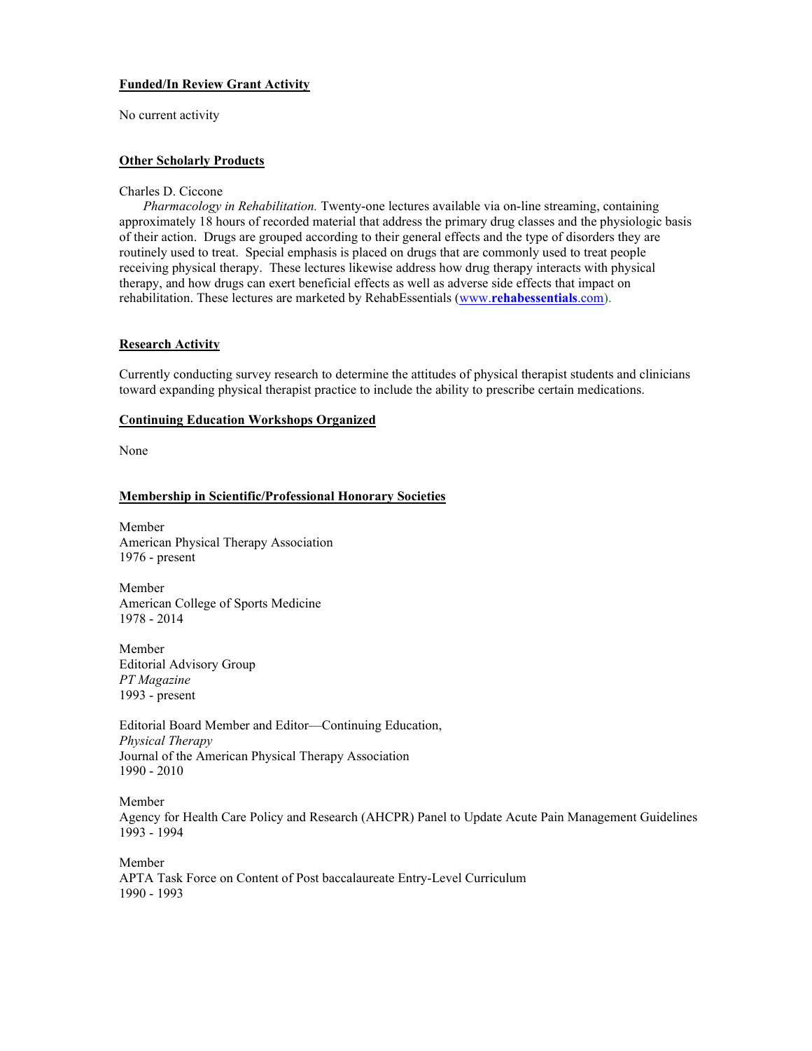**Funded/In Review Grant Activity**

No current activity

**Other Scholarly Products**

Charles D. Ciccone

*Pharmacology in Rehabilitation.* Twenty-one lectures available via on-line streaming, containing approximately 18 hours of recorded material that address the primary drug classes and the physiologic basis of their action. Drugs are grouped according to their general effects and the type of disorders they are routinely used to treat. Special emphasis is placed on drugs that are commonly used to treat people receiving physical therapy. These lectures likewise address how drug therapy interacts with physical therapy, and how drugs can exert beneficial effects as well as adverse side effects that impact on rehabilitation. These lectures are marketed by RehabEssentials (www.**rehabessentials**.com).

**Research Activity**

Currently conducting survey research to determine the attitudes of physical therapist students and clinicians toward expanding physical therapist practice to include the ability to prescribe certain medications.

**Continuing Education Workshops Organized**

None

**Membership in Scientific/Professional Honorary Societies**

Member
American Physical Therapy Association
1976 - present

Member
American College of Sports Medicine
1978 - 2014

Member
Editorial Advisory Group
*PT Magazine*
1993 - present

Editorial Board Member and Editor—Continuing Education,
*Physical Therapy*
Journal of the American Physical Therapy Association
1990 - 2010

Member
Agency for Health Care Policy and Research (AHCPR) Panel to Update Acute Pain Management Guidelines
1993 - 1994

Member
APTA Task Force on Content of Post baccalaureate Entry-Level Curriculum
1990 - 1993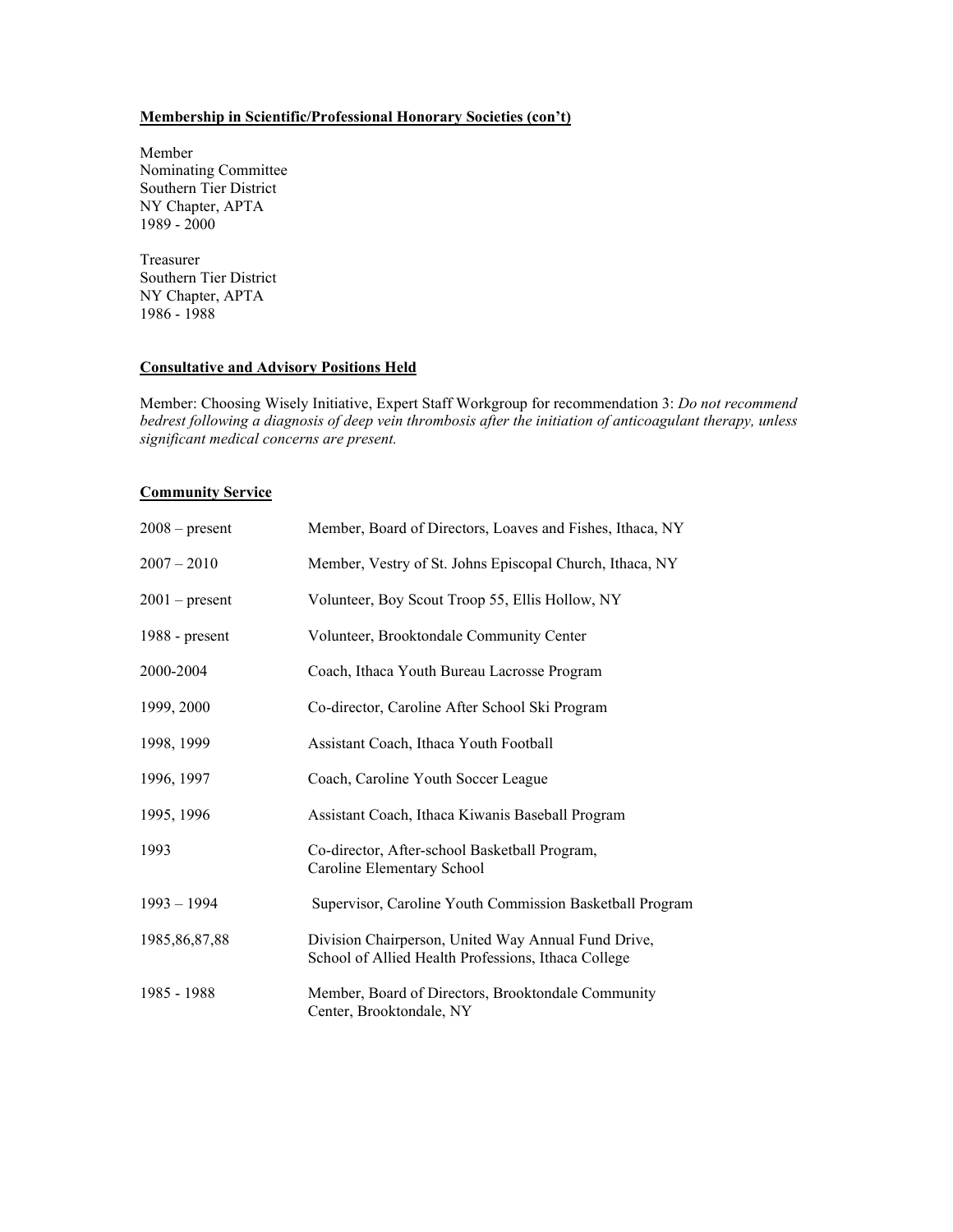**Membership in Scientific/Professional Honorary Societies (con't)**

Member
Nominating Committee
Southern Tier District
NY Chapter, APTA
1989 - 2000

Treasurer
Southern Tier District
NY Chapter, APTA
1986 - 1988

**Consultative and Advisory Positions Held**

Member: Choosing Wisely Initiative, Expert Staff Workgroup for recommendation 3: *Do not recommend bedrest following a diagnosis of deep vein thrombosis after the initiation of anticoagulant therapy, unless significant medical concerns are present.*

**Community Service**

| | |
|---|---|
| 2008 – present | Member, Board of Directors, Loaves and Fishes, Ithaca, NY |
| 2007 – 2010 | Member, Vestry of St. Johns Episcopal Church, Ithaca, NY |
| 2001 – present | Volunteer, Boy Scout Troop 55, Ellis Hollow, NY |
| 1988 - present | Volunteer, Brooktondale Community Center |
| 2000-2004 | Coach, Ithaca Youth Bureau Lacrosse Program |
| 1999, 2000 | Co-director, Caroline After School Ski Program |
| 1998, 1999 | Assistant Coach, Ithaca Youth Football |
| 1996, 1997 | Coach, Caroline Youth Soccer League |
| 1995, 1996 | Assistant Coach, Ithaca Kiwanis Baseball Program |
| 1993 | Co-director, After-school Basketball Program, Caroline Elementary School |
| 1993 – 1994 | Supervisor, Caroline Youth Commission Basketball Program |
| 1985,86,87,88 | Division Chairperson, United Way Annual Fund Drive, School of Allied Health Professions, Ithaca College |
| 1985 - 1988 | Member, Board of Directors, Brooktondale Community Center, Brooktondale, NY |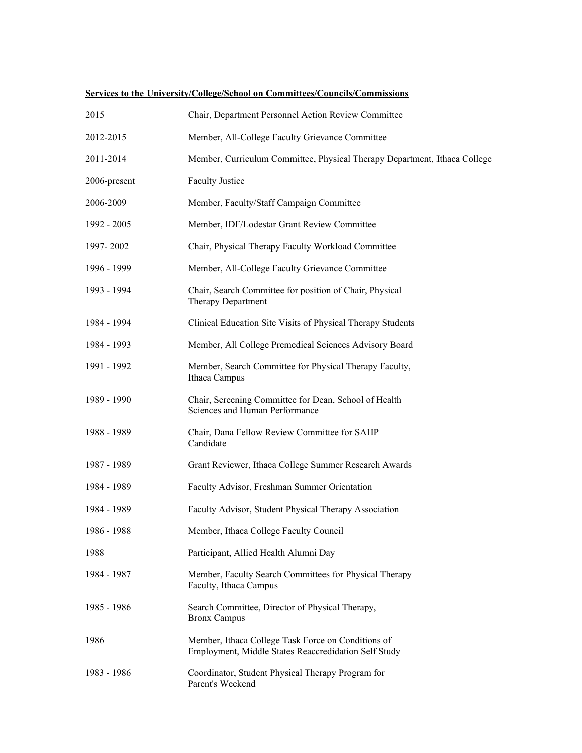**Services to the University/College/School on Committees/Councils/Commissions**

| | |
|---|---|
| 2015 | Chair, Department Personnel Action Review Committee |
| 2012-2015 | Member, All-College Faculty Grievance Committee |
| 2011-2014 | Member, Curriculum Committee, Physical Therapy Department, Ithaca College |
| 2006-present | Faculty Justice |
| 2006-2009 | Member, Faculty/Staff Campaign Committee |
| 1992 - 2005 | Member, IDF/Lodestar Grant Review Committee |
| 1997- 2002 | Chair, Physical Therapy Faculty Workload Committee |
| 1996 - 1999 | Member, All-College Faculty Grievance Committee |
| 1993 - 1994 | Chair, Search Committee for position of Chair, Physical Therapy Department |
| 1984 - 1994 | Clinical Education Site Visits of Physical Therapy Students |
| 1984 - 1993 | Member, All College Premedical Sciences Advisory Board |
| 1991 - 1992 | Member, Search Committee for Physical Therapy Faculty, Ithaca Campus |
| 1989 - 1990 | Chair, Screening Committee for Dean, School of Health Sciences and Human Performance |
| 1988 - 1989 | Chair, Dana Fellow Review Committee for SAHP Candidate |
| 1987 - 1989 | Grant Reviewer, Ithaca College Summer Research Awards |
| 1984 - 1989 | Faculty Advisor, Freshman Summer Orientation |
| 1984 - 1989 | Faculty Advisor, Student Physical Therapy Association |
| 1986 - 1988 | Member, Ithaca College Faculty Council |
| 1988 | Participant, Allied Health Alumni Day |
| 1984 - 1987 | Member, Faculty Search Committees for Physical Therapy Faculty, Ithaca Campus |
| 1985 - 1986 | Search Committee, Director of Physical Therapy, Bronx Campus |
| 1986 | Member, Ithaca College Task Force on Conditions of Employment, Middle States Reaccredidation Self Study |
| 1983 - 1986 | Coordinator, Student Physical Therapy Program for Parent's Weekend |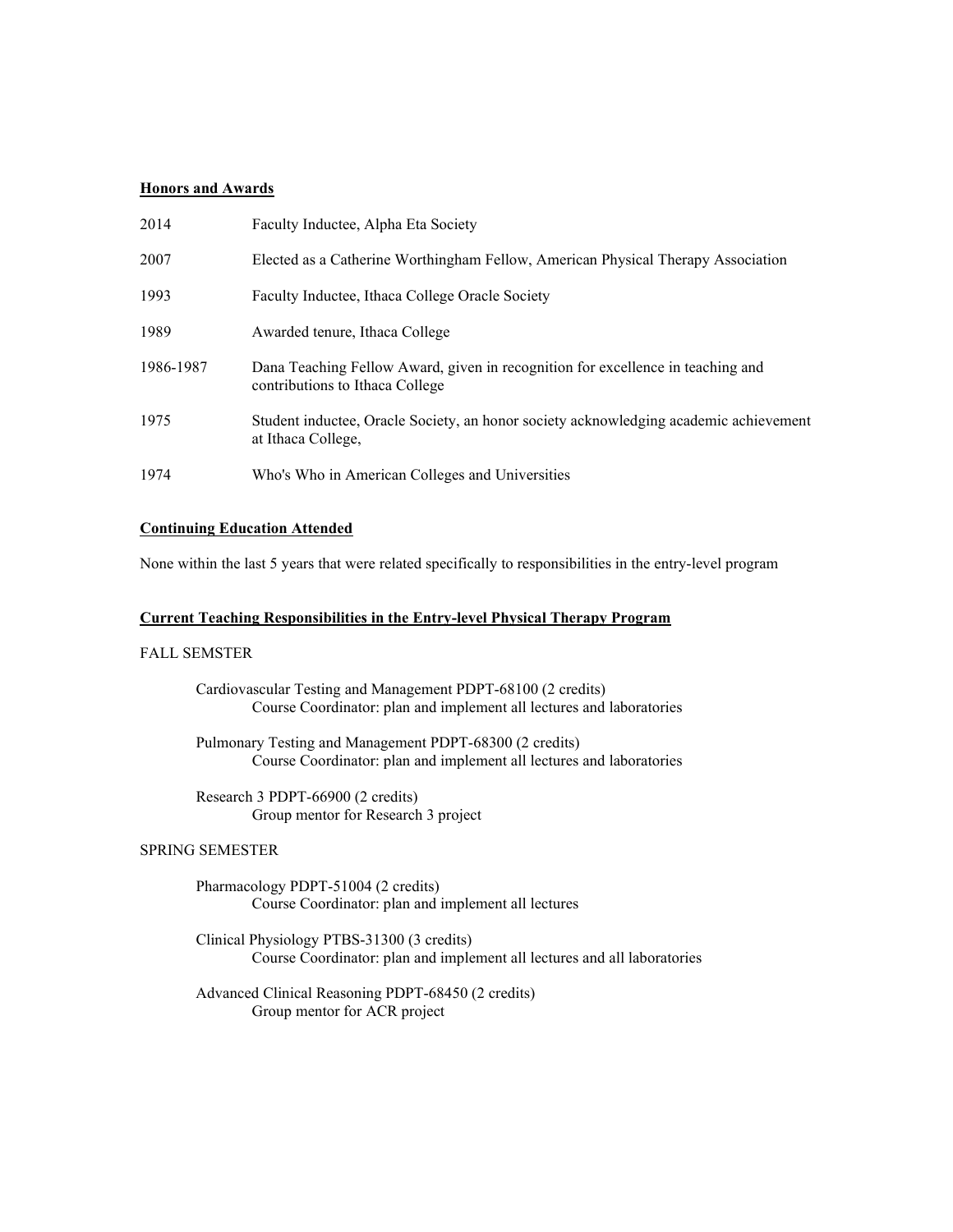## Honors and Awards

| | |
|---|---|
| 2014 | Faculty Inductee, Alpha Eta Society |
| 2007 | Elected as a Catherine Worthingham Fellow, American Physical Therapy Association |
| 1993 | Faculty Inductee, Ithaca College Oracle Society |
| 1989 | Awarded tenure, Ithaca College |
| 1986-1987 | Dana Teaching Fellow Award, given in recognition for excellence in teaching and contributions to Ithaca College |
| 1975 | Student inductee, Oracle Society, an honor society acknowledging academic achievement at Ithaca College, |
| 1974 | Who's Who in American Colleges and Universities |

## Continuing Education Attended

None within the last 5 years that were related specifically to responsibilities in the entry-level program

## Current Teaching Responsibilities in the Entry-level Physical Therapy Program

FALL SEMSTER

Cardiovascular Testing and Management PDPT-68100 (2 credits)
Course Coordinator: plan and implement all lectures and laboratories

Pulmonary Testing and Management PDPT-68300 (2 credits)
Course Coordinator: plan and implement all lectures and laboratories

Research 3 PDPT-66900 (2 credits)
Group mentor for Research 3 project

SPRING SEMESTER

Pharmacology PDPT-51004 (2 credits)
Course Coordinator: plan and implement all lectures

Clinical Physiology PTBS-31300 (3 credits)
Course Coordinator: plan and implement all lectures and all laboratories

Advanced Clinical Reasoning PDPT-68450 (2 credits)
Group mentor for ACR project